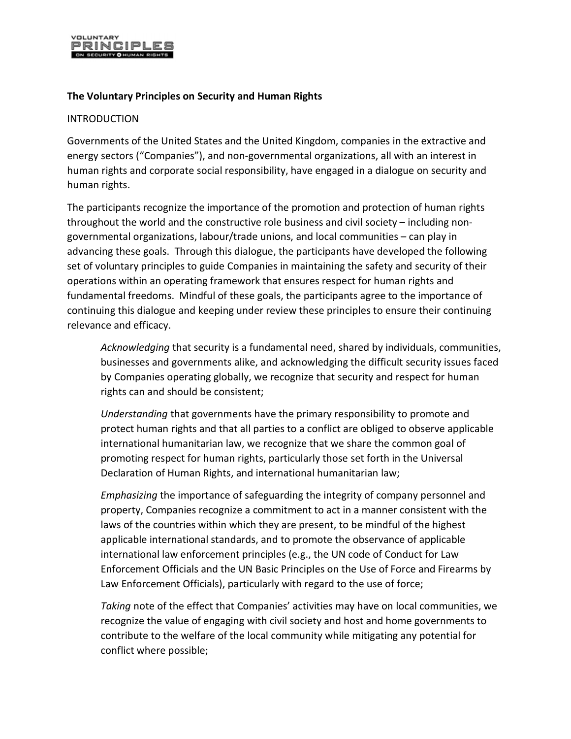**The Voluntary Principles on Security and Human Rights**

INTRODUCTION

Governments of the United States and the United Kingdom, companies in the extractive and energy sectors ("Companies"), and non-governmental organizations, all with an interest in human rights and corporate social responsibility, have engaged in a dialogue on security and human rights.

The participants recognize the importance of the promotion and protection of human rights throughout the world and the constructive role business and civil society – including non-governmental organizations, labour/trade unions, and local communities – can play in advancing these goals. Through this dialogue, the participants have developed the following set of voluntary principles to guide Companies in maintaining the safety and security of their operations within an operating framework that ensures respect for human rights and fundamental freedoms. Mindful of these goals, the participants agree to the importance of continuing this dialogue and keeping under review these principles to ensure their continuing relevance and efficacy.

> *Acknowledging* that security is a fundamental need, shared by individuals, communities, businesses and governments alike, and acknowledging the difficult security issues faced by Companies operating globally, we recognize that security and respect for human rights can and should be consistent;
>
> *Understanding* that governments have the primary responsibility to promote and protect human rights and that all parties to a conflict are obliged to observe applicable international humanitarian law, we recognize that we share the common goal of promoting respect for human rights, particularly those set forth in the Universal Declaration of Human Rights, and international humanitarian law;
>
> *Emphasizing* the importance of safeguarding the integrity of company personnel and property, Companies recognize a commitment to act in a manner consistent with the laws of the countries within which they are present, to be mindful of the highest applicable international standards, and to promote the observance of applicable international law enforcement principles (e.g., the UN code of Conduct for Law Enforcement Officials and the UN Basic Principles on the Use of Force and Firearms by Law Enforcement Officials), particularly with regard to the use of force;
>
> *Taking* note of the effect that Companies' activities may have on local communities, we recognize the value of engaging with civil society and host and home governments to contribute to the welfare of the local community while mitigating any potential for conflict where possible;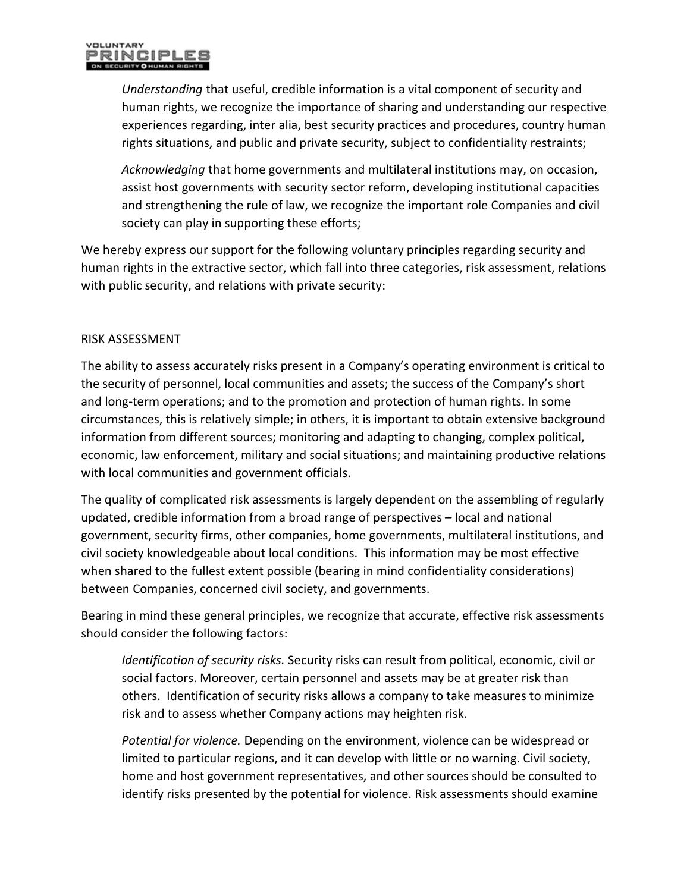*Understanding* that useful, credible information is a vital component of security and human rights, we recognize the importance of sharing and understanding our respective experiences regarding, inter alia, best security practices and procedures, country human rights situations, and public and private security, subject to confidentiality restraints;

*Acknowledging* that home governments and multilateral institutions may, on occasion, assist host governments with security sector reform, developing institutional capacities and strengthening the rule of law, we recognize the important role Companies and civil society can play in supporting these efforts;

We hereby express our support for the following voluntary principles regarding security and human rights in the extractive sector, which fall into three categories, risk assessment, relations with public security, and relations with private security:

## RISK ASSESSMENT

The ability to assess accurately risks present in a Company's operating environment is critical to the security of personnel, local communities and assets; the success of the Company's short and long-term operations; and to the promotion and protection of human rights. In some circumstances, this is relatively simple; in others, it is important to obtain extensive background information from different sources; monitoring and adapting to changing, complex political, economic, law enforcement, military and social situations; and maintaining productive relations with local communities and government officials.

The quality of complicated risk assessments is largely dependent on the assembling of regularly updated, credible information from a broad range of perspectives – local and national government, security firms, other companies, home governments, multilateral institutions, and civil society knowledgeable about local conditions. This information may be most effective when shared to the fullest extent possible (bearing in mind confidentiality considerations) between Companies, concerned civil society, and governments.

Bearing in mind these general principles, we recognize that accurate, effective risk assessments should consider the following factors:

*Identification of security risks.* Security risks can result from political, economic, civil or social factors. Moreover, certain personnel and assets may be at greater risk than others. Identification of security risks allows a company to take measures to minimize risk and to assess whether Company actions may heighten risk.

*Potential for violence.* Depending on the environment, violence can be widespread or limited to particular regions, and it can develop with little or no warning. Civil society, home and host government representatives, and other sources should be consulted to identify risks presented by the potential for violence. Risk assessments should examine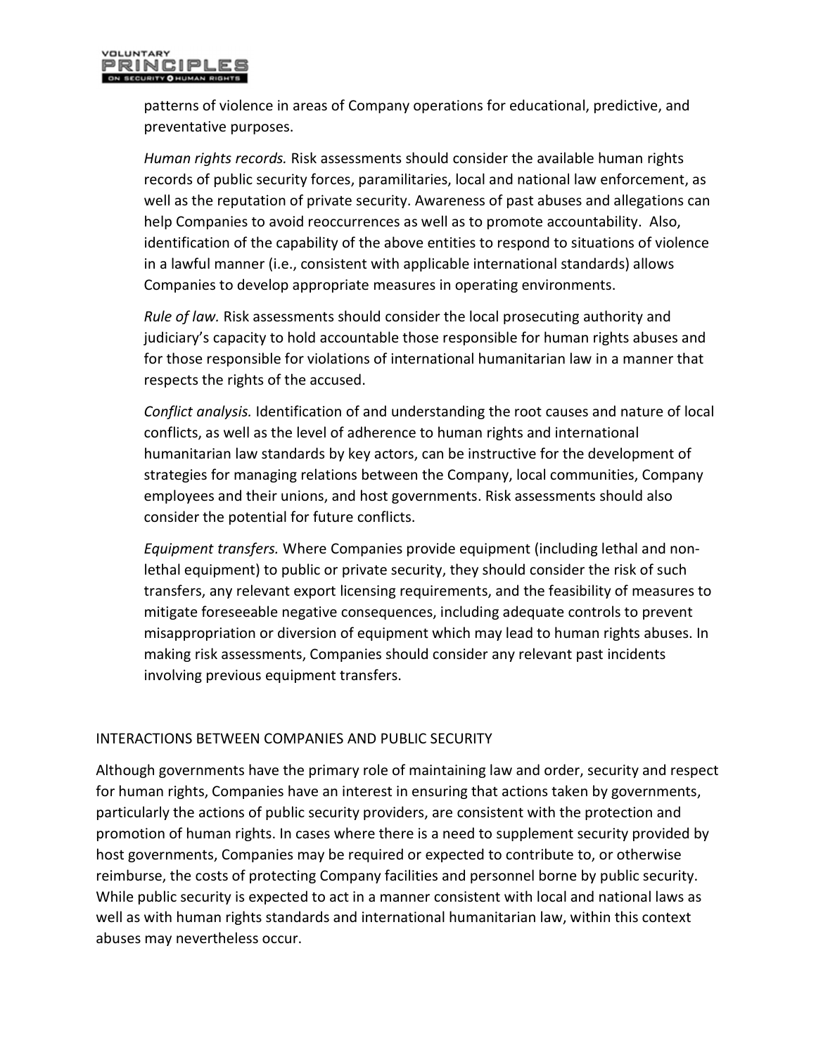patterns of violence in areas of Company operations for educational, predictive, and preventative purposes.

*Human rights records.* Risk assessments should consider the available human rights records of public security forces, paramilitaries, local and national law enforcement, as well as the reputation of private security. Awareness of past abuses and allegations can help Companies to avoid reoccurrences as well as to promote accountability. Also, identification of the capability of the above entities to respond to situations of violence in a lawful manner (i.e., consistent with applicable international standards) allows Companies to develop appropriate measures in operating environments.

*Rule of law.* Risk assessments should consider the local prosecuting authority and judiciary's capacity to hold accountable those responsible for human rights abuses and for those responsible for violations of international humanitarian law in a manner that respects the rights of the accused.

*Conflict analysis.* Identification of and understanding the root causes and nature of local conflicts, as well as the level of adherence to human rights and international humanitarian law standards by key actors, can be instructive for the development of strategies for managing relations between the Company, local communities, Company employees and their unions, and host governments. Risk assessments should also consider the potential for future conflicts.

*Equipment transfers.* Where Companies provide equipment (including lethal and non-lethal equipment) to public or private security, they should consider the risk of such transfers, any relevant export licensing requirements, and the feasibility of measures to mitigate foreseeable negative consequences, including adequate controls to prevent misappropriation or diversion of equipment which may lead to human rights abuses. In making risk assessments, Companies should consider any relevant past incidents involving previous equipment transfers.

## INTERACTIONS BETWEEN COMPANIES AND PUBLIC SECURITY

Although governments have the primary role of maintaining law and order, security and respect for human rights, Companies have an interest in ensuring that actions taken by governments, particularly the actions of public security providers, are consistent with the protection and promotion of human rights. In cases where there is a need to supplement security provided by host governments, Companies may be required or expected to contribute to, or otherwise reimburse, the costs of protecting Company facilities and personnel borne by public security. While public security is expected to act in a manner consistent with local and national laws as well as with human rights standards and international humanitarian law, within this context abuses may nevertheless occur.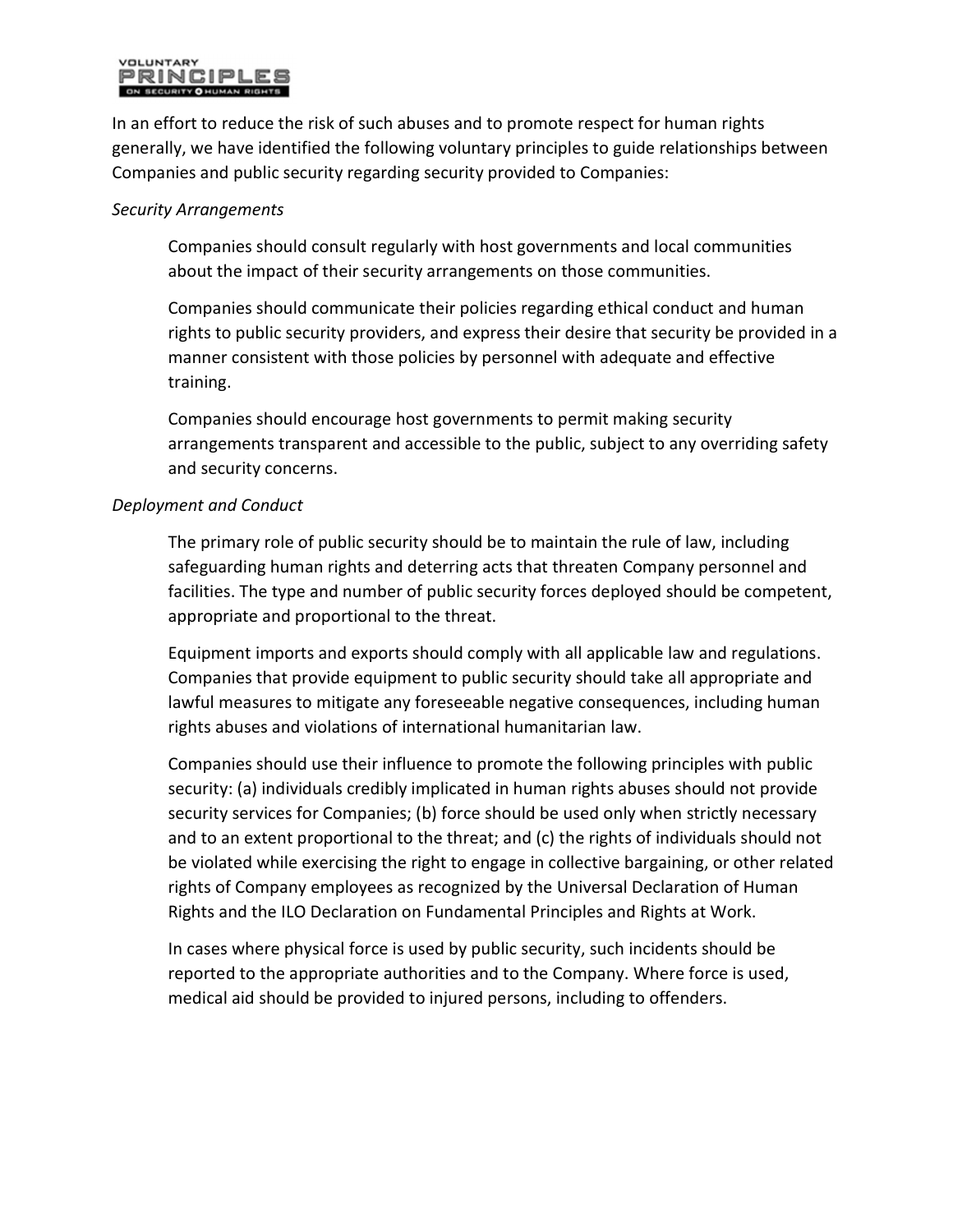In an effort to reduce the risk of such abuses and to promote respect for human rights generally, we have identified the following voluntary principles to guide relationships between Companies and public security regarding security provided to Companies:

*Security Arrangements*

Companies should consult regularly with host governments and local communities about the impact of their security arrangements on those communities.

Companies should communicate their policies regarding ethical conduct and human rights to public security providers, and express their desire that security be provided in a manner consistent with those policies by personnel with adequate and effective training.

Companies should encourage host governments to permit making security arrangements transparent and accessible to the public, subject to any overriding safety and security concerns.

*Deployment and Conduct*

The primary role of public security should be to maintain the rule of law, including safeguarding human rights and deterring acts that threaten Company personnel and facilities. The type and number of public security forces deployed should be competent, appropriate and proportional to the threat.

Equipment imports and exports should comply with all applicable law and regulations. Companies that provide equipment to public security should take all appropriate and lawful measures to mitigate any foreseeable negative consequences, including human rights abuses and violations of international humanitarian law.

Companies should use their influence to promote the following principles with public security: (a) individuals credibly implicated in human rights abuses should not provide security services for Companies; (b) force should be used only when strictly necessary and to an extent proportional to the threat; and (c) the rights of individuals should not be violated while exercising the right to engage in collective bargaining, or other related rights of Company employees as recognized by the Universal Declaration of Human Rights and the ILO Declaration on Fundamental Principles and Rights at Work.

In cases where physical force is used by public security, such incidents should be reported to the appropriate authorities and to the Company. Where force is used, medical aid should be provided to injured persons, including to offenders.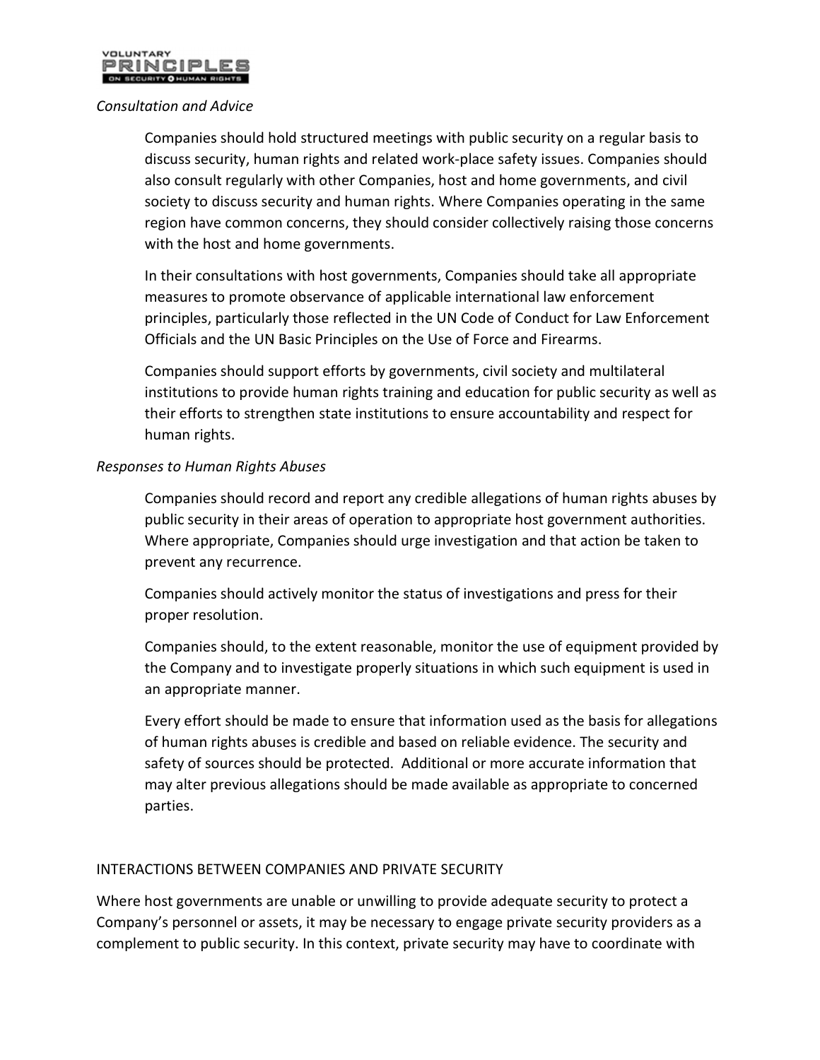*Consultation and Advice*

Companies should hold structured meetings with public security on a regular basis to discuss security, human rights and related work-place safety issues. Companies should also consult regularly with other Companies, host and home governments, and civil society to discuss security and human rights. Where Companies operating in the same region have common concerns, they should consider collectively raising those concerns with the host and home governments.

In their consultations with host governments, Companies should take all appropriate measures to promote observance of applicable international law enforcement principles, particularly those reflected in the UN Code of Conduct for Law Enforcement Officials and the UN Basic Principles on the Use of Force and Firearms.

Companies should support efforts by governments, civil society and multilateral institutions to provide human rights training and education for public security as well as their efforts to strengthen state institutions to ensure accountability and respect for human rights.

*Responses to Human Rights Abuses*

Companies should record and report any credible allegations of human rights abuses by public security in their areas of operation to appropriate host government authorities. Where appropriate, Companies should urge investigation and that action be taken to prevent any recurrence.

Companies should actively monitor the status of investigations and press for their proper resolution.

Companies should, to the extent reasonable, monitor the use of equipment provided by the Company and to investigate properly situations in which such equipment is used in an appropriate manner.

Every effort should be made to ensure that information used as the basis for allegations of human rights abuses is credible and based on reliable evidence. The security and safety of sources should be protected. Additional or more accurate information that may alter previous allegations should be made available as appropriate to concerned parties.

## INTERACTIONS BETWEEN COMPANIES AND PRIVATE SECURITY

Where host governments are unable or unwilling to provide adequate security to protect a Company's personnel or assets, it may be necessary to engage private security providers as a complement to public security. In this context, private security may have to coordinate with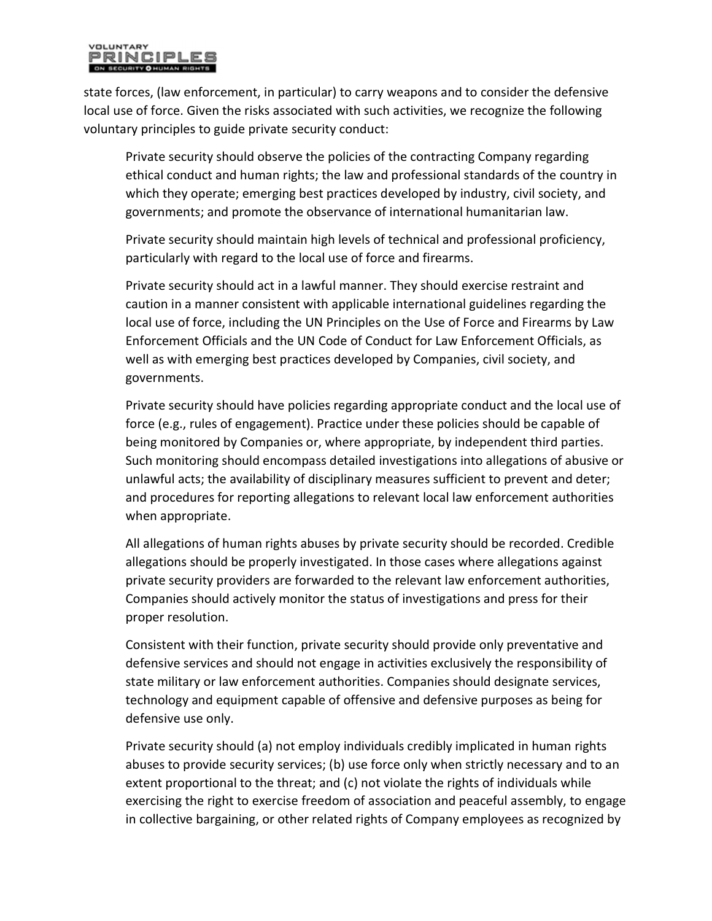state forces, (law enforcement, in particular) to carry weapons and to consider the defensive local use of force. Given the risks associated with such activities, we recognize the following voluntary principles to guide private security conduct:

> Private security should observe the policies of the contracting Company regarding ethical conduct and human rights; the law and professional standards of the country in which they operate; emerging best practices developed by industry, civil society, and governments; and promote the observance of international humanitarian law.
>
> Private security should maintain high levels of technical and professional proficiency, particularly with regard to the local use of force and firearms.
>
> Private security should act in a lawful manner. They should exercise restraint and caution in a manner consistent with applicable international guidelines regarding the local use of force, including the UN Principles on the Use of Force and Firearms by Law Enforcement Officials and the UN Code of Conduct for Law Enforcement Officials, as well as with emerging best practices developed by Companies, civil society, and governments.
>
> Private security should have policies regarding appropriate conduct and the local use of force (e.g., rules of engagement). Practice under these policies should be capable of being monitored by Companies or, where appropriate, by independent third parties. Such monitoring should encompass detailed investigations into allegations of abusive or unlawful acts; the availability of disciplinary measures sufficient to prevent and deter; and procedures for reporting allegations to relevant local law enforcement authorities when appropriate.
>
> All allegations of human rights abuses by private security should be recorded. Credible allegations should be properly investigated. In those cases where allegations against private security providers are forwarded to the relevant law enforcement authorities, Companies should actively monitor the status of investigations and press for their proper resolution.
>
> Consistent with their function, private security should provide only preventative and defensive services and should not engage in activities exclusively the responsibility of state military or law enforcement authorities. Companies should designate services, technology and equipment capable of offensive and defensive purposes as being for defensive use only.
>
> Private security should (a) not employ individuals credibly implicated in human rights abuses to provide security services; (b) use force only when strictly necessary and to an extent proportional to the threat; and (c) not violate the rights of individuals while exercising the right to exercise freedom of association and peaceful assembly, to engage in collective bargaining, or other related rights of Company employees as recognized by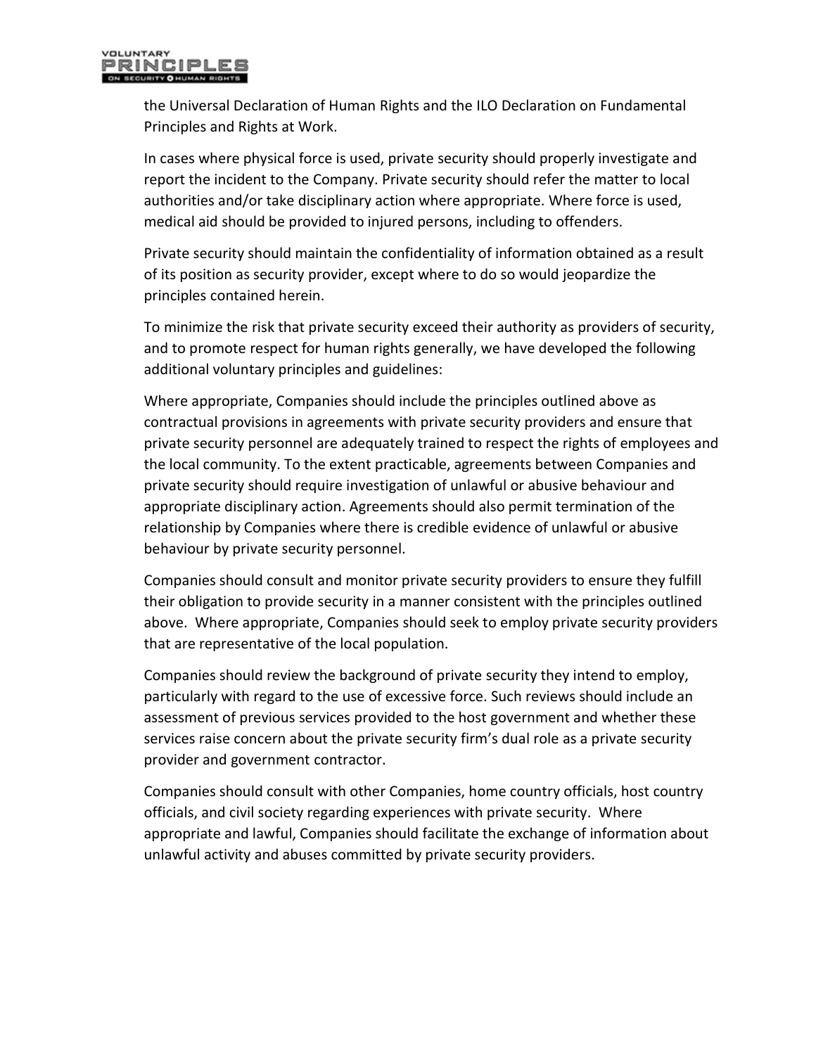the Universal Declaration of Human Rights and the ILO Declaration on Fundamental Principles and Rights at Work.

In cases where physical force is used, private security should properly investigate and report the incident to the Company. Private security should refer the matter to local authorities and/or take disciplinary action where appropriate. Where force is used, medical aid should be provided to injured persons, including to offenders.

Private security should maintain the confidentiality of information obtained as a result of its position as security provider, except where to do so would jeopardize the principles contained herein.

To minimize the risk that private security exceed their authority as providers of security, and to promote respect for human rights generally, we have developed the following additional voluntary principles and guidelines:

Where appropriate, Companies should include the principles outlined above as contractual provisions in agreements with private security providers and ensure that private security personnel are adequately trained to respect the rights of employees and the local community. To the extent practicable, agreements between Companies and private security should require investigation of unlawful or abusive behaviour and appropriate disciplinary action. Agreements should also permit termination of the relationship by Companies where there is credible evidence of unlawful or abusive behaviour by private security personnel.

Companies should consult and monitor private security providers to ensure they fulfill their obligation to provide security in a manner consistent with the principles outlined above. Where appropriate, Companies should seek to employ private security providers that are representative of the local population.

Companies should review the background of private security they intend to employ, particularly with regard to the use of excessive force. Such reviews should include an assessment of previous services provided to the host government and whether these services raise concern about the private security firm's dual role as a private security provider and government contractor.

Companies should consult with other Companies, home country officials, host country officials, and civil society regarding experiences with private security. Where appropriate and lawful, Companies should facilitate the exchange of information about unlawful activity and abuses committed by private security providers.